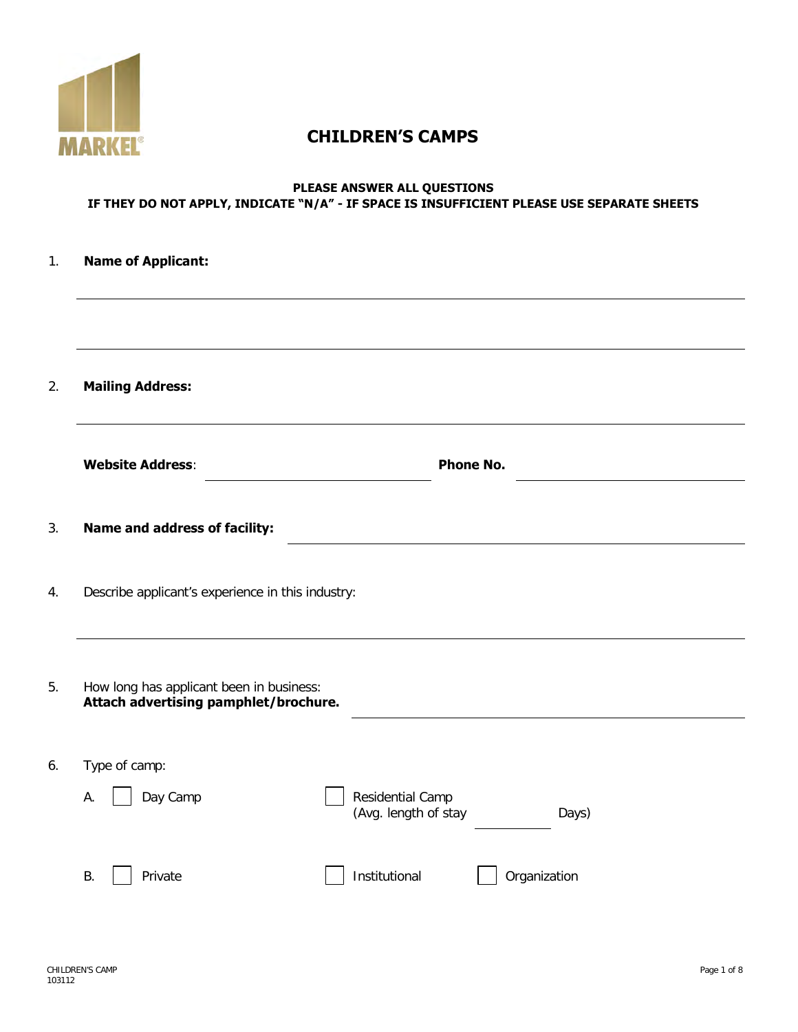MARKEL®

# CHILDREN'S CAMPS

**PLEASE ANSWER ALL QUESTIONS**
**IF THEY DO NOT APPLY, INDICATE "N/A" - IF SPACE IS INSUFFICIENT PLEASE USE SEPARATE SHEETS**

1. **Name of Applicant:** ______________________________________________

______________________________________________

2. **Mailing Address:** ______________________________________________

**Website Address**: ______________________ **Phone No.** ______________________

3. **Name and address of facility:** ______________________________________________

4. Describe applicant's experience in this industry: ______________________________________________

5. How long has applicant been in business: **Attach advertising pamphlet/brochure.** ______________________

6. Type of camp:

   A. ☐ Day Camp ☐ Residential Camp (Avg. length of stay ________ Days)

   B. ☐ Private ☐ Institutional ☐ Organization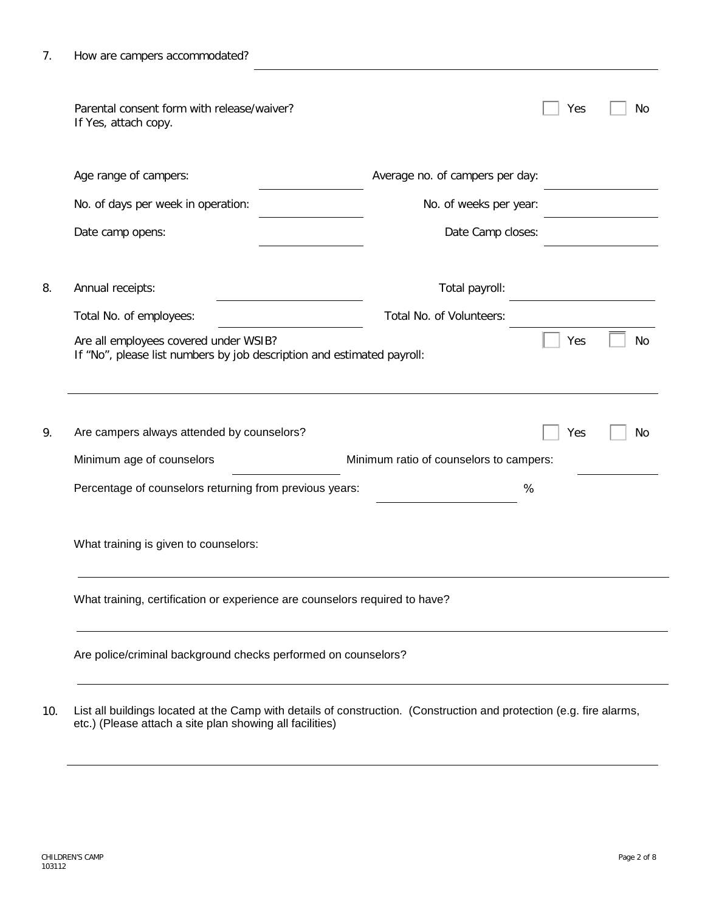7. How are campers accommodated? ______________________________

Parental consent form with release/waiver? ☐ Yes ☐ No
If Yes, attach copy.

Age range of campers: ______________ Average no. of campers per day: ______________

No. of days per week in operation: ______________ No. of weeks per year: ______________

Date camp opens: ______________ Date Camp closes: ______________

8. Annual receipts: ______________ Total payroll: ______________

Total No. of employees: ______________ Total No. of Volunteers: ______________

Are all employees covered under WSIB? ☐ Yes ☐ No
If "No", please list numbers by job description and estimated payroll:

______________________________

9. Are campers always attended by counselors? ☐ Yes ☐ No

Minimum age of counselors ______________ Minimum ratio of counselors to campers: ______________

Percentage of counselors returning from previous years: ______________ %

What training is given to counselors:

______________________________

What training, certification or experience are counselors required to have?

______________________________

Are police/criminal background checks performed on counselors?

______________________________

10. List all buildings located at the Camp with details of construction. (Construction and protection (e.g. fire alarms, etc.) (Please attach a site plan showing all facilities)

______________________________

CHILDREN'S CAMP
103112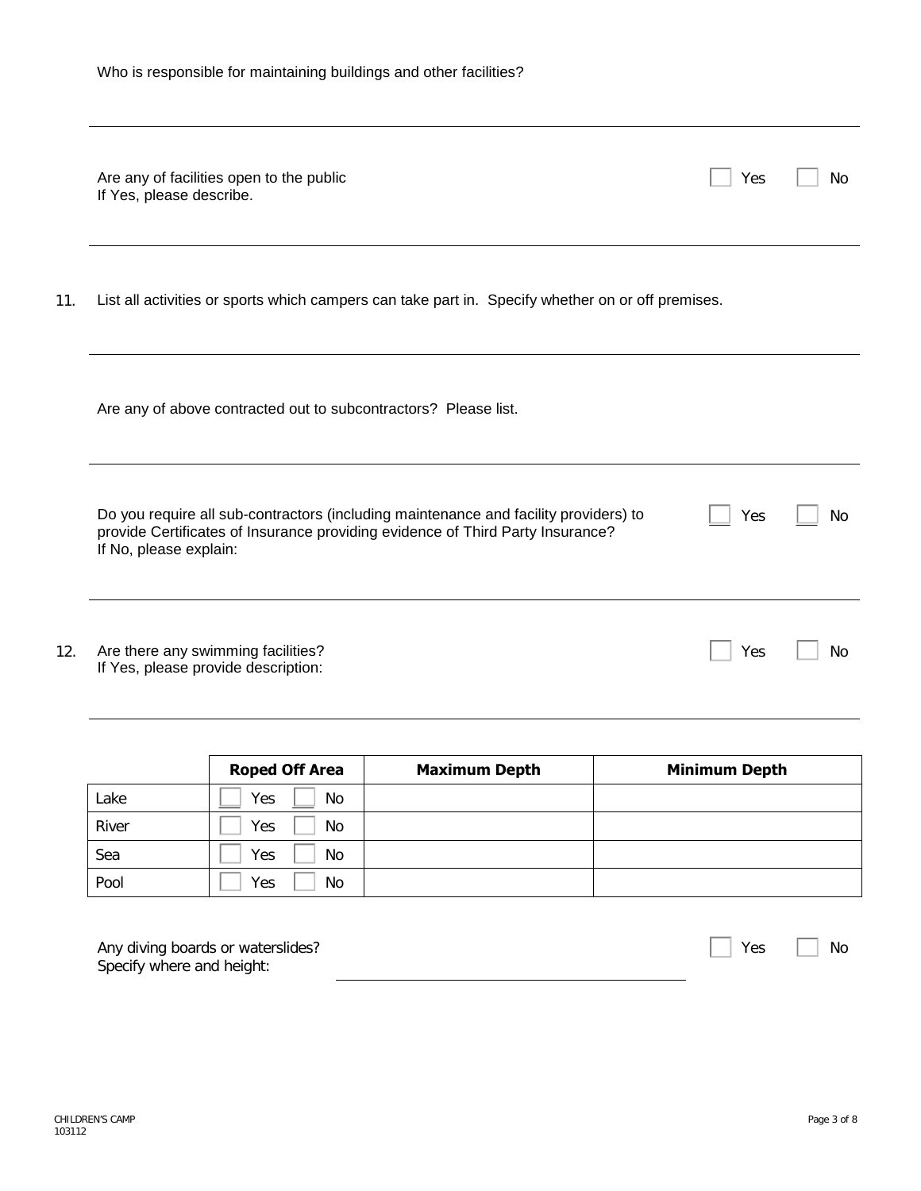Who is responsible for maintaining buildings and other facilities?

---

Are any of facilities open to the public ☐ Yes ☐ No
If Yes, please describe.

---

11. List all activities or sports which campers can take part in. Specify whether on or off premises.

---

Are any of above contracted out to subcontractors? Please list.

---

Do you require all sub-contractors (including maintenance and facility providers) to provide Certificates of Insurance providing evidence of Third Party Insurance? ☐ Yes ☐ No
If No, please explain:

---

12. Are there any swimming facilities? ☐ Yes ☐ No
If Yes, please provide description:

---

| | Roped Off Area | Maximum Depth | Minimum Depth |
|---|---|---|---|
| Lake | ☐ Yes ☐ No | | |
| River | ☐ Yes ☐ No | | |
| Sea | ☐ Yes ☐ No | | |
| Pool | ☐ Yes ☐ No | | |

Any diving boards or waterslides? ☐ Yes ☐ No
Specify where and height: ______________________________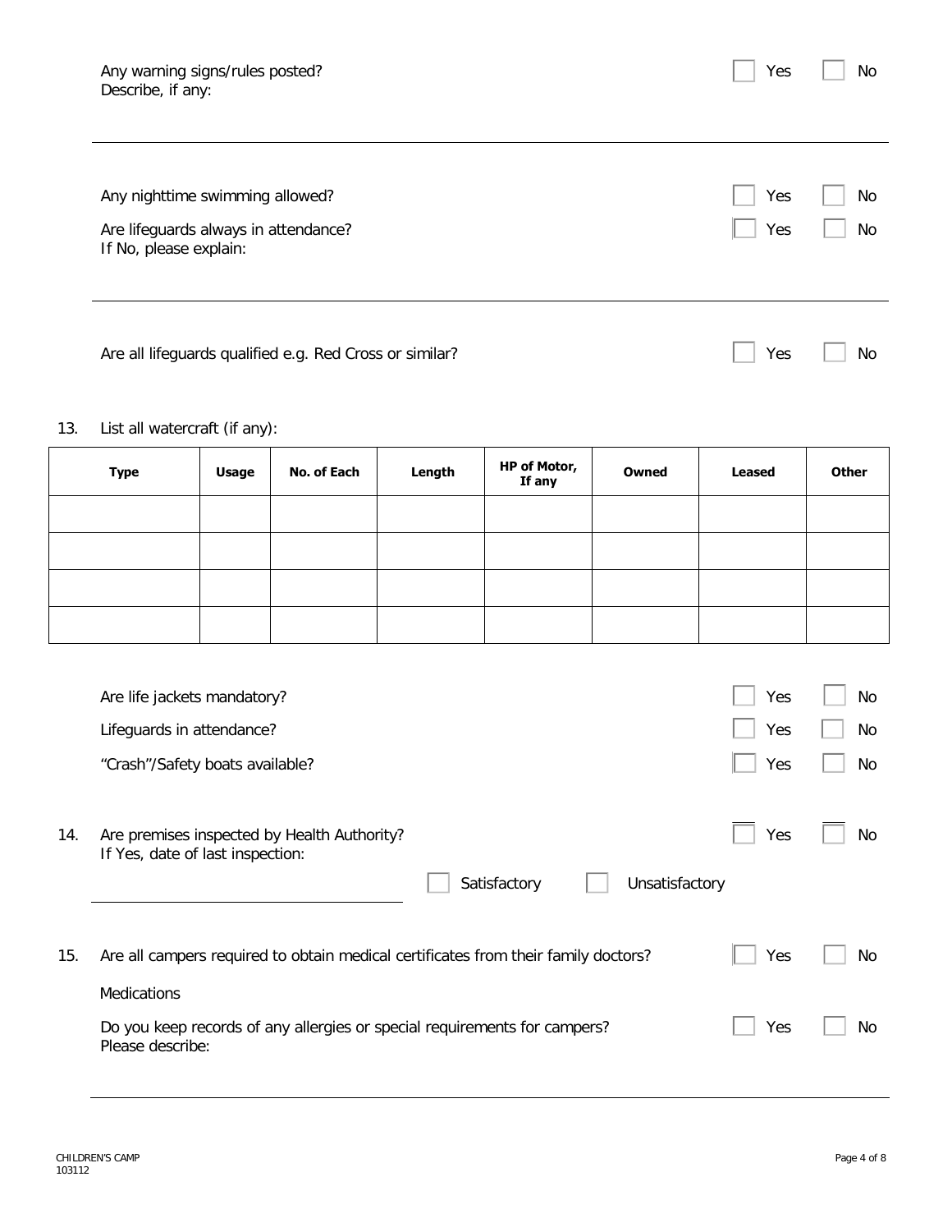Any warning signs/rules posted? ☐ Yes ☐ No
Describe, if any:

---

Any nighttime swimming allowed? ☐ Yes ☐ No

Are lifeguards always in attendance? ☐ Yes ☐ No
If No, please explain:

---

Are all lifeguards qualified e.g. Red Cross or similar? ☐ Yes ☐ No

13. List all watercraft (if any):

| Type | Usage | No. of Each | Length | HP of Motor, If any | Owned | Leased | Other |
|---|---|---|---|---|---|---|---|
| | | | | | | | |
| | | | | | | | |
| | | | | | | | |
| | | | | | | | |

Are life jackets mandatory? ☐ Yes ☐ No

Lifeguards in attendance? ☐ Yes ☐ No

"Crash"/Safety boats available? ☐ Yes ☐ No

14. Are premises inspected by Health Authority? ☐ Yes ☐ No
If Yes, date of last inspection:

______________________ ☐ Satisfactory ☐ Unsatisfactory

15. Are all campers required to obtain medical certificates from their family doctors? ☐ Yes ☐ No

Medications

Do you keep records of any allergies or special requirements for campers? ☐ Yes ☐ No
Please describe:

---

CHILDREN'S CAMP
103112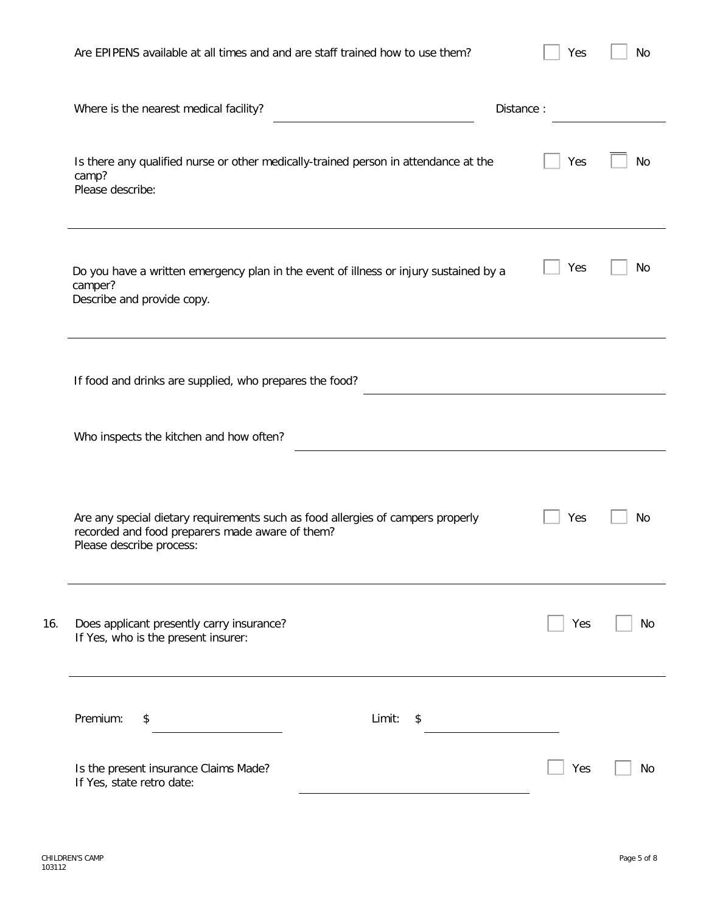Are EPIPENS available at all times and and are staff trained how to use them? ☐ Yes ☐ No

Where is the nearest medical facility? ____________________ Distance : ____________

Is there any qualified nurse or other medically-trained person in attendance at the camp? ☐ Yes ☐ No
Please describe:

---

Do you have a written emergency plan in the event of illness or injury sustained by a camper? ☐ Yes ☐ No
Describe and provide copy.

---

If food and drinks are supplied, who prepares the food? ____________________

Who inspects the kitchen and how often? ____________________

Are any special dietary requirements such as food allergies of campers properly recorded and food preparers made aware of them? ☐ Yes ☐ No
Please describe process:

---

16. Does applicant presently carry insurance? ☐ Yes ☐ No
If Yes, who is the present insurer:

---

Premium: $ ____________ Limit: $ ____________

Is the present insurance Claims Made? ☐ Yes ☐ No
If Yes, state retro date: ____________________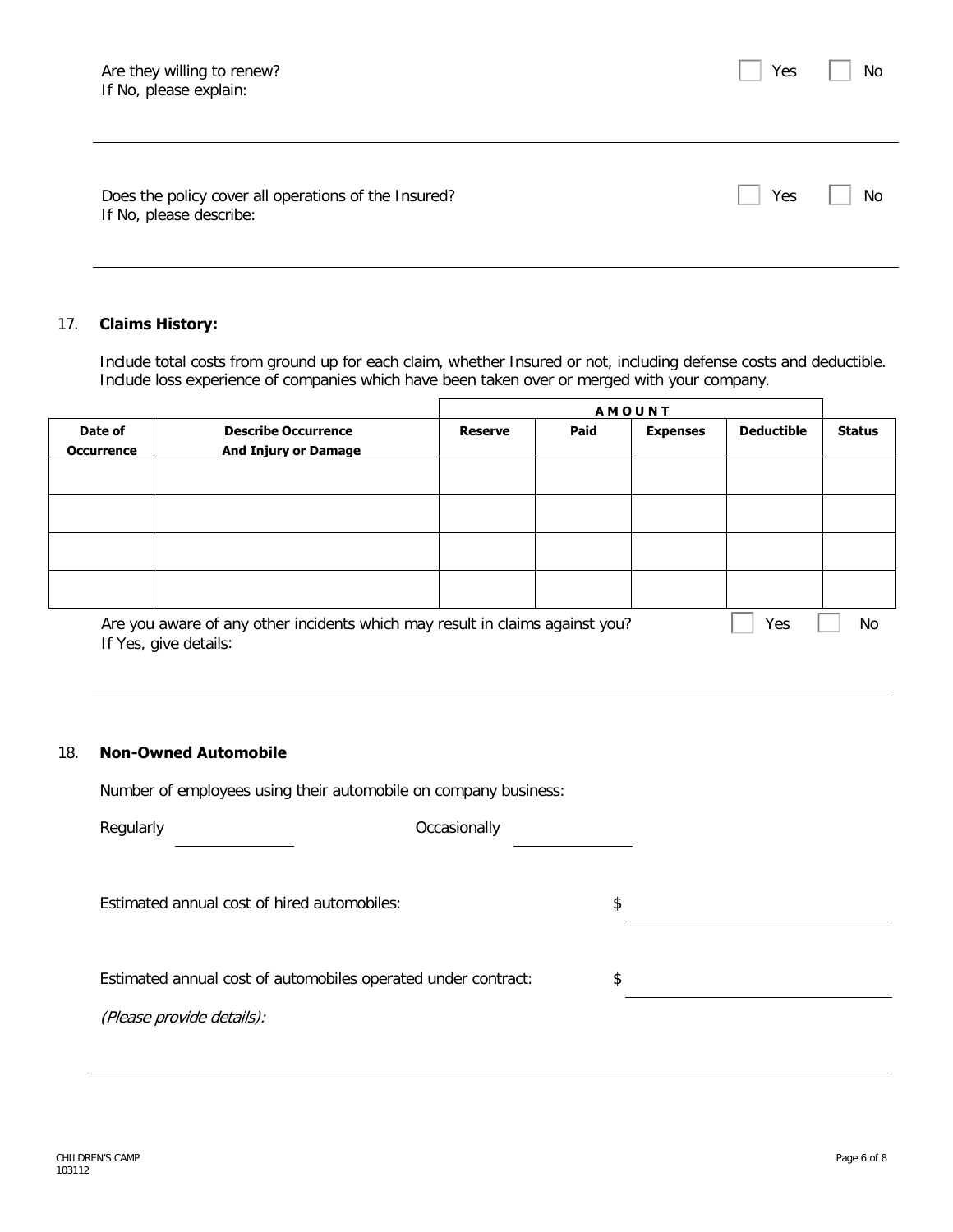Are they willing to renew? ☐ Yes ☐ No
If No, please explain:

---

Does the policy cover all operations of the Insured? ☐ Yes ☐ No
If No, please describe:

---

17. **Claims History:**

Include total costs from ground up for each claim, whether Insured or not, including defense costs and deductible. Include loss experience of companies which have been taken over or merged with your company.

| | | **AMOUNT** | | | | |
|---|---|---|---|---|---|---|
| **Date of Occurrence** | **Describe Occurrence And Injury or Damage** | **Reserve** | **Paid** | **Expenses** | **Deductible** | **Status** |
| | | | | | | |
| | | | | | | |
| | | | | | | |
| | | | | | | |

Are you aware of any other incidents which may result in claims against you? ☐ Yes ☐ No
If Yes, give details:

---

18. **Non-Owned Automobile**

Number of employees using their automobile on company business:

Regularly \_\_\_\_\_\_\_\_\_\_ Occasionally \_\_\_\_\_\_\_\_\_\_

Estimated annual cost of hired automobiles: $ \_\_\_\_\_\_\_\_\_\_

Estimated annual cost of automobiles operated under contract: $ \_\_\_\_\_\_\_\_\_\_

*(Please provide details):*

---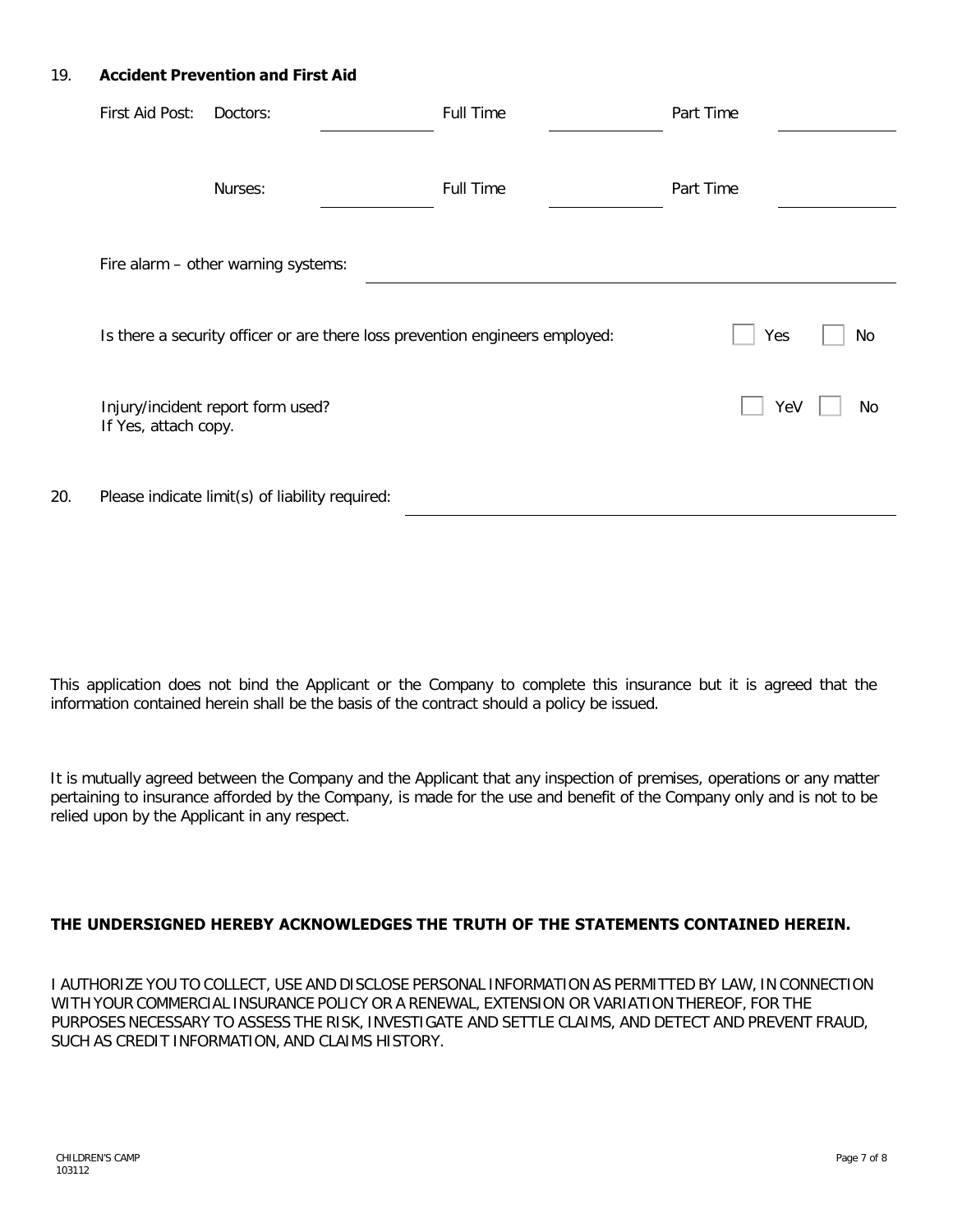19. **Accident Prevention and First Aid**

First Aid Post:

| | | Full Time | | Part Time | |
|---|---|---|---|---|---|
| Doctors: | \_\_\_\_\_\_\_\_\_\_ | Full Time | \_\_\_\_\_\_\_\_\_\_ | Part Time | \_\_\_\_\_\_\_\_\_\_ |
| Nurses: | \_\_\_\_\_\_\_\_\_\_ | Full Time | \_\_\_\_\_\_\_\_\_\_ | Part Time | \_\_\_\_\_\_\_\_\_\_ |

Fire alarm – other warning systems: \_\_\_\_\_\_\_\_\_\_\_\_\_\_\_\_\_\_\_\_\_\_\_\_\_\_\_\_\_\_\_\_\_\_\_\_\_\_\_\_

Is there a security officer or are there loss prevention engineers employed: ☐ Yes ☐ No

Injury/incident report form used? ☐ YeV ☐ No
If Yes, attach copy.

20. Please indicate limit(s) of liability required: \_\_\_\_\_\_\_\_\_\_\_\_\_\_\_\_\_\_\_\_\_\_\_\_\_\_\_\_\_\_\_\_\_\_\_\_\_\_\_\_

This application does not bind the Applicant or the Company to complete this insurance but it is agreed that the information contained herein shall be the basis of the contract should a policy be issued.

It is mutually agreed between the Company and the Applicant that any inspection of premises, operations or any matter pertaining to insurance afforded by the Company, is made for the use and benefit of the Company only and is not to be relied upon by the Applicant in any respect.

**THE UNDERSIGNED HEREBY ACKNOWLEDGES THE TRUTH OF THE STATEMENTS CONTAINED HEREIN.**

I AUTHORIZE YOU TO COLLECT, USE AND DISCLOSE PERSONAL INFORMATION AS PERMITTED BY LAW, IN CONNECTION WITH YOUR COMMERCIAL INSURANCE POLICY OR A RENEWAL, EXTENSION OR VARIATION THEREOF, FOR THE PURPOSES NECESSARY TO ASSESS THE RISK, INVESTIGATE AND SETTLE CLAIMS, AND DETECT AND PREVENT FRAUD, SUCH AS CREDIT INFORMATION, AND CLAIMS HISTORY.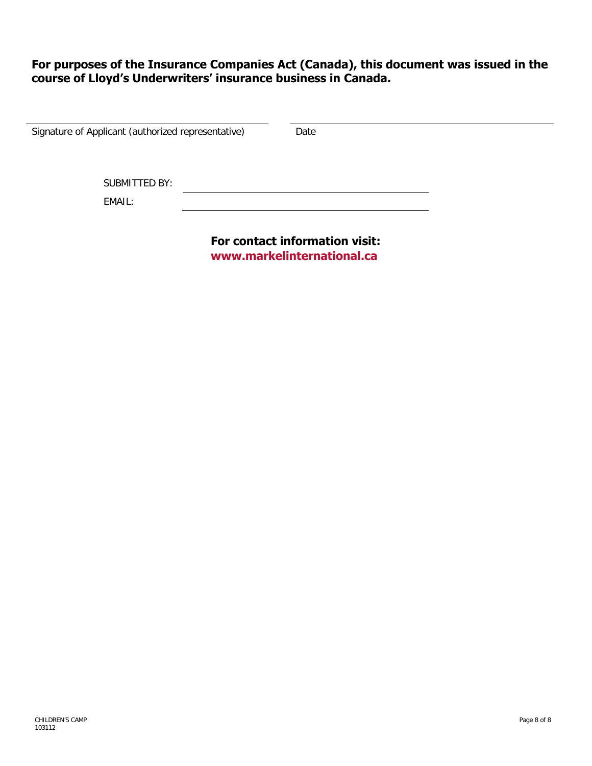**For purposes of the Insurance Companies Act (Canada), this document was issued in the course of Lloyd's Underwriters' insurance business in Canada.**

| | |
|---|---|
| Signature of Applicant (authorized representative) | Date |

SUBMITTED BY: ______________________________

EMAIL: ______________________________

**For contact information visit:**
**www.markelinternational.ca**

CHILDREN'S CAMP
103112